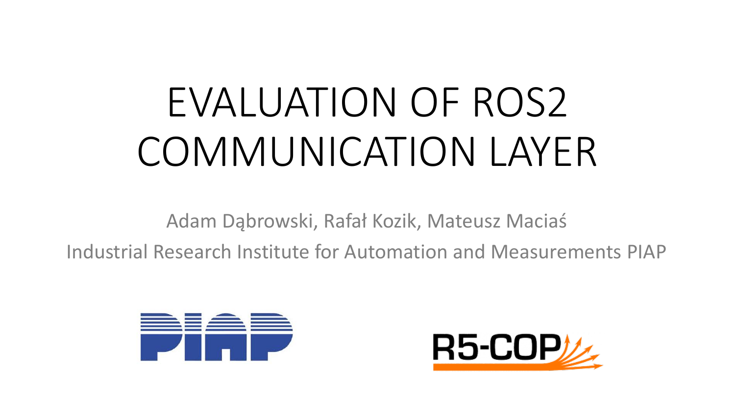# EVALUATION OF ROS2 COMMUNICATION LAYER

Adam Dąbrowski, Rafał Kozik, Mateusz Maciaś

Industrial Research Institute for Automation and Measurements PIAP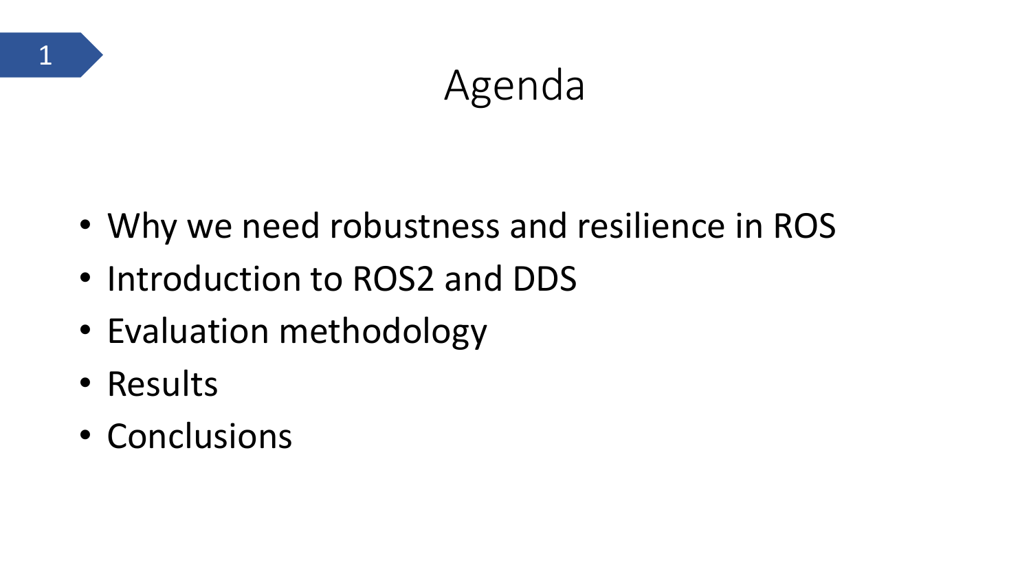# Agenda

- Why we need robustness and resilience in ROS
- Introduction to ROS2 and DDS
- Evaluation methodology
- Results
- Conclusions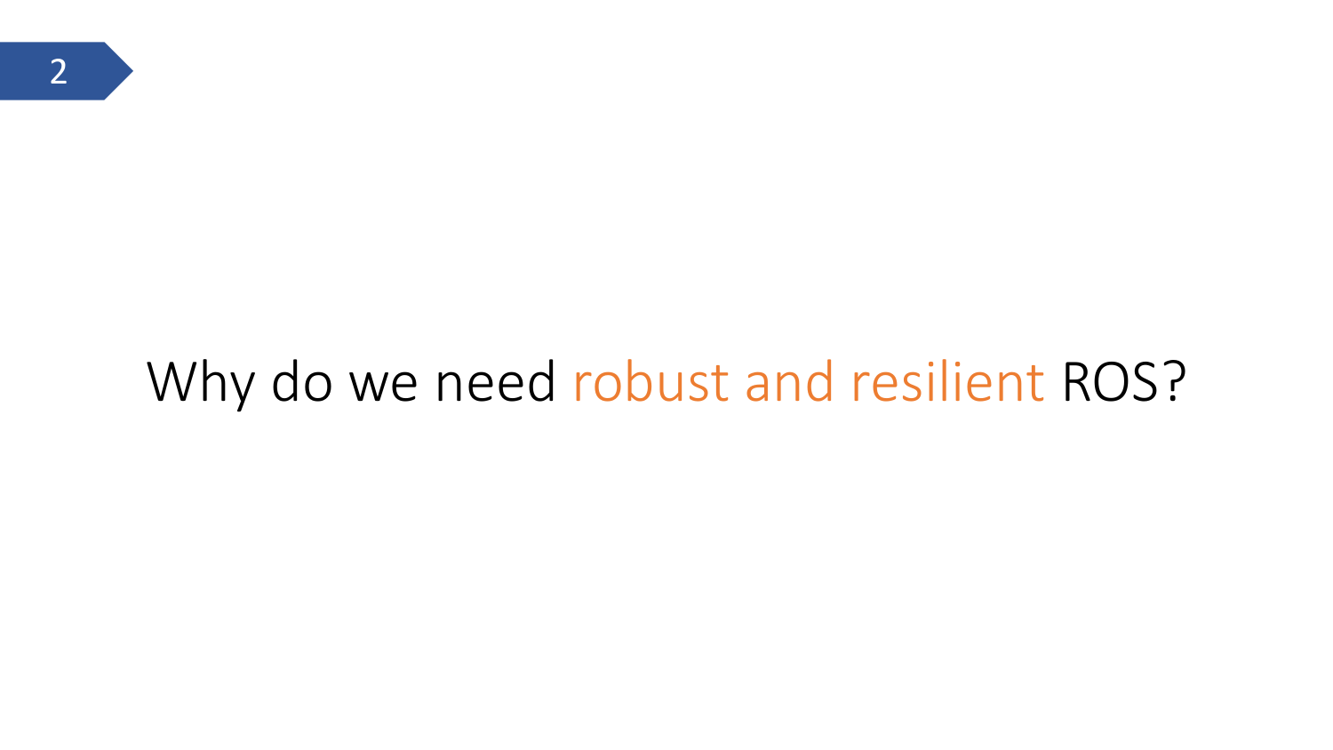# Why do we need robust and resilient ROS?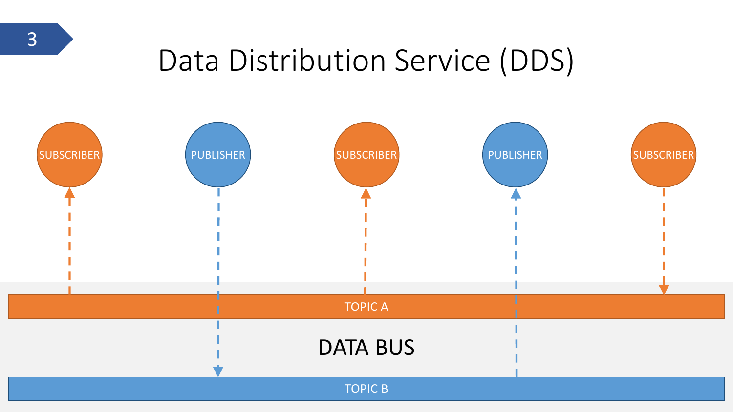# Data Distribution Service (DDS)

SUBSCRIBER

PUBLISHER

SUBSCRIBER

PUBLISHER

SUBSCRIBER

TOPIC A

DATA BUS

TOPIC B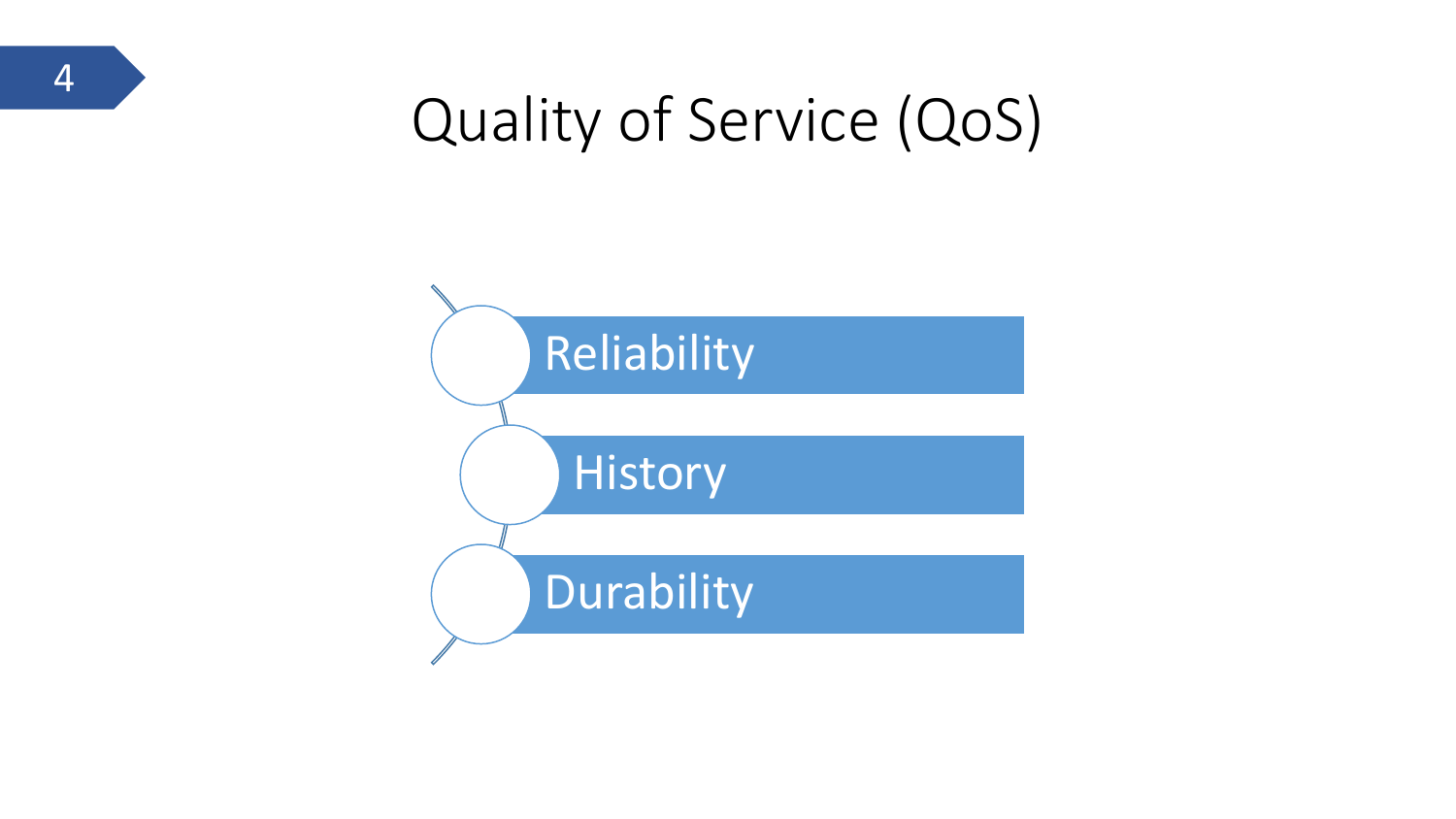# Quality of Service (QoS)

- Reliability
- History
- Durability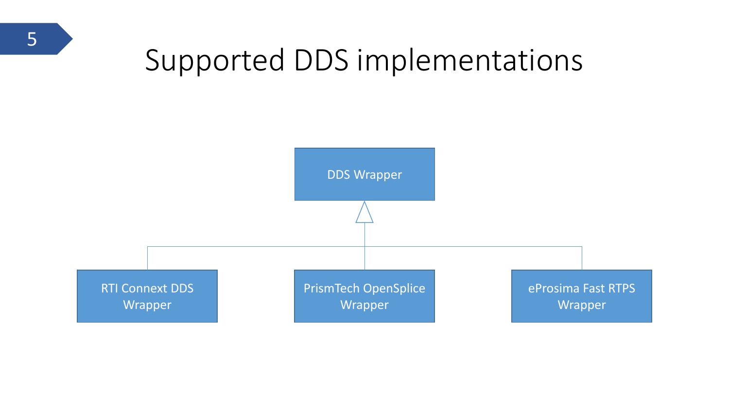# Supported DDS implementations

DDS Wrapper

RTI Connext DDS Wrapper

PrismTech OpenSplice Wrapper

eProsima Fast RTPS Wrapper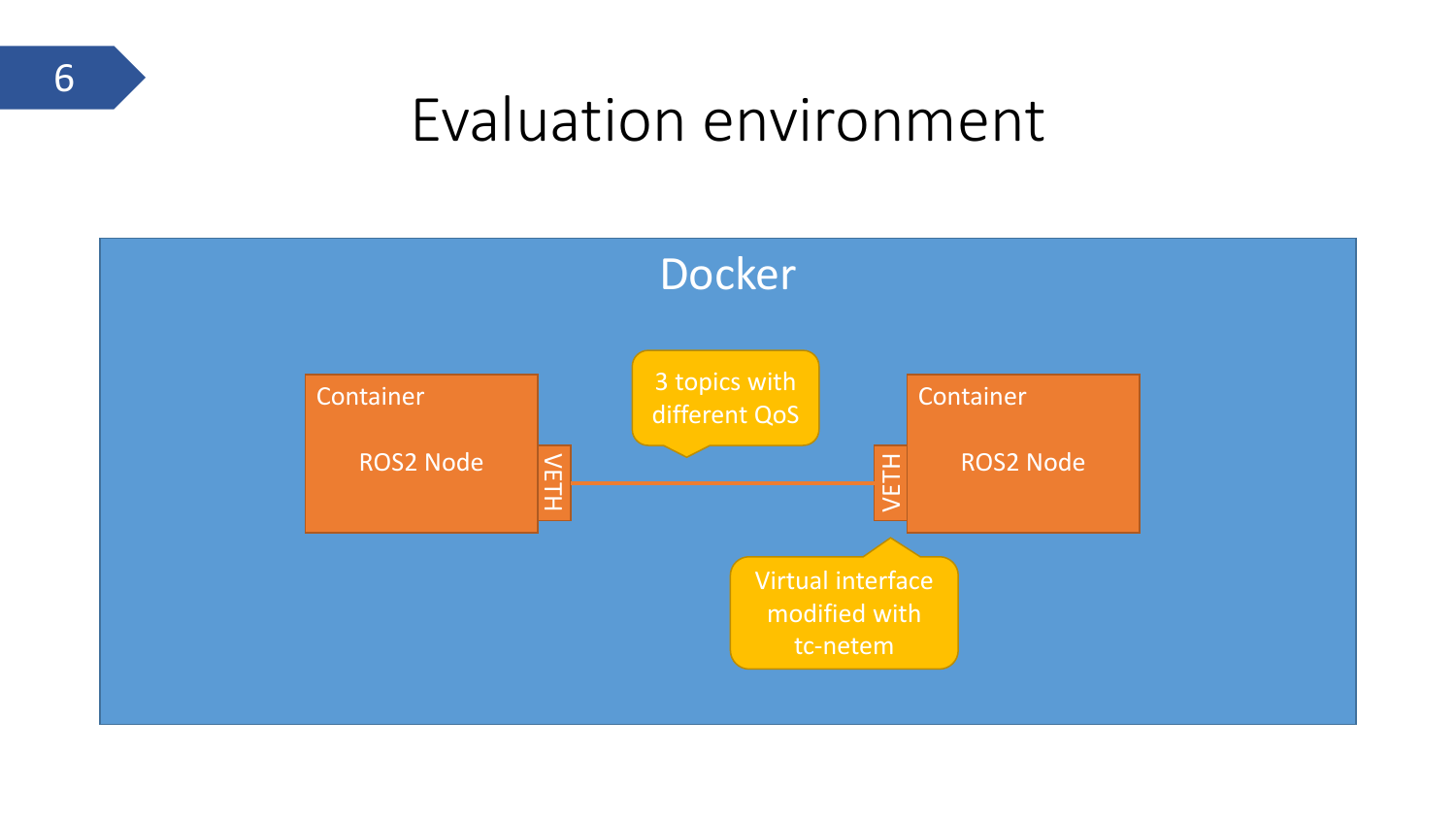# Evaluation environment

Docker

Container

ROS2 Node

VETH

3 topics with different QoS

Container

ROS2 Node

VETH

Virtual interface modified with tc-netem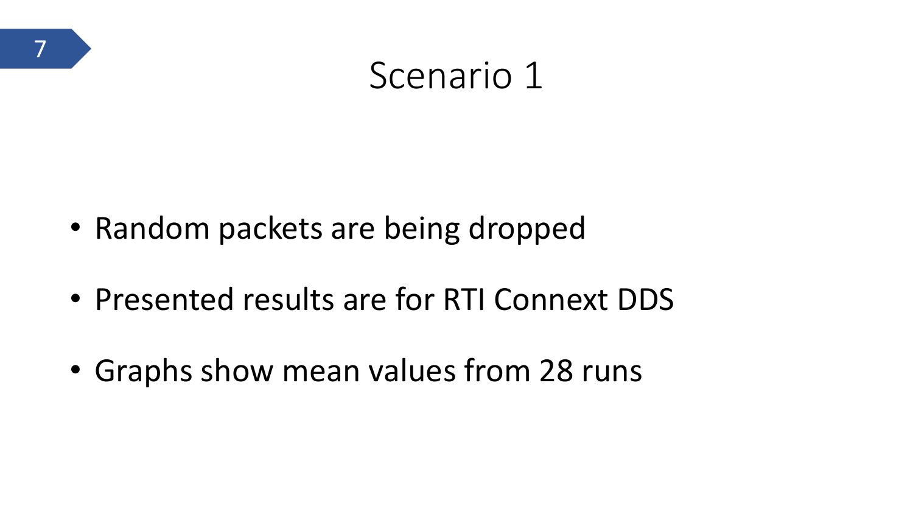# Scenario 1

- Random packets are being dropped
- Presented results are for RTI Connext DDS
- Graphs show mean values from 28 runs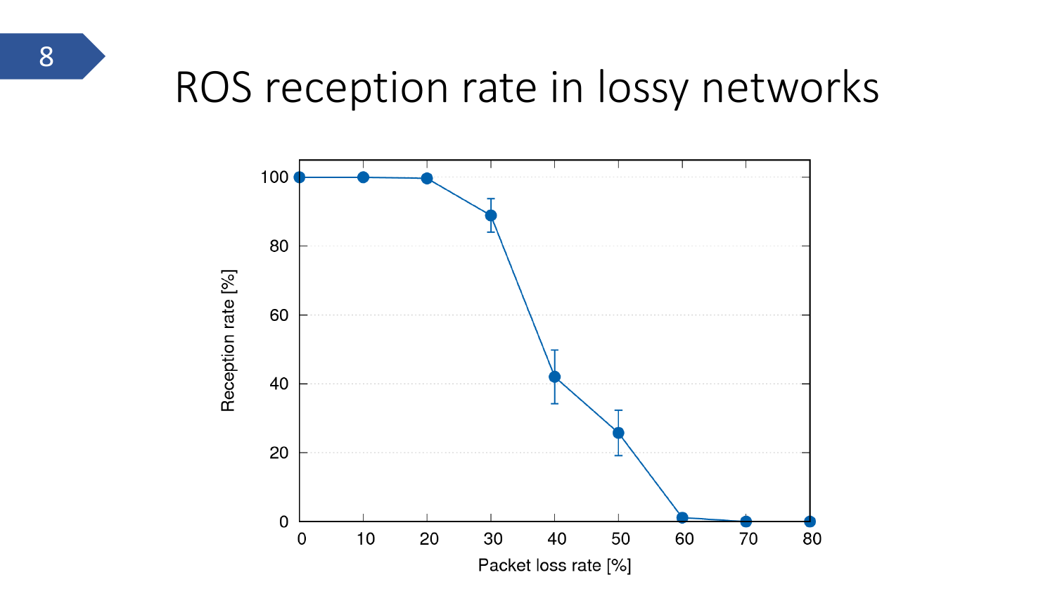# ROS reception rate in lossy networks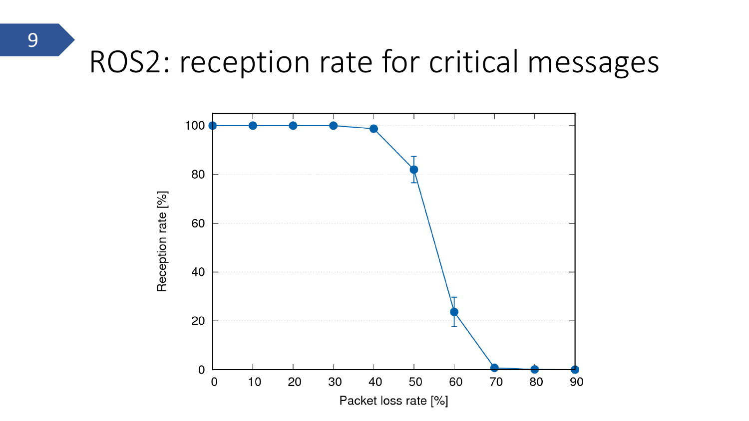# ROS2: reception rate for critical messages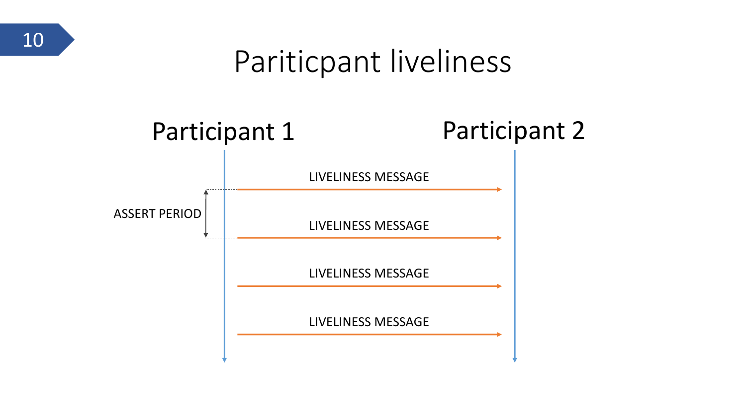# Pariticpant liveliness

Participant 1

Participant 2

LIVELINESS MESSAGE

ASSERT PERIOD

LIVELINESS MESSAGE

LIVELINESS MESSAGE

LIVELINESS MESSAGE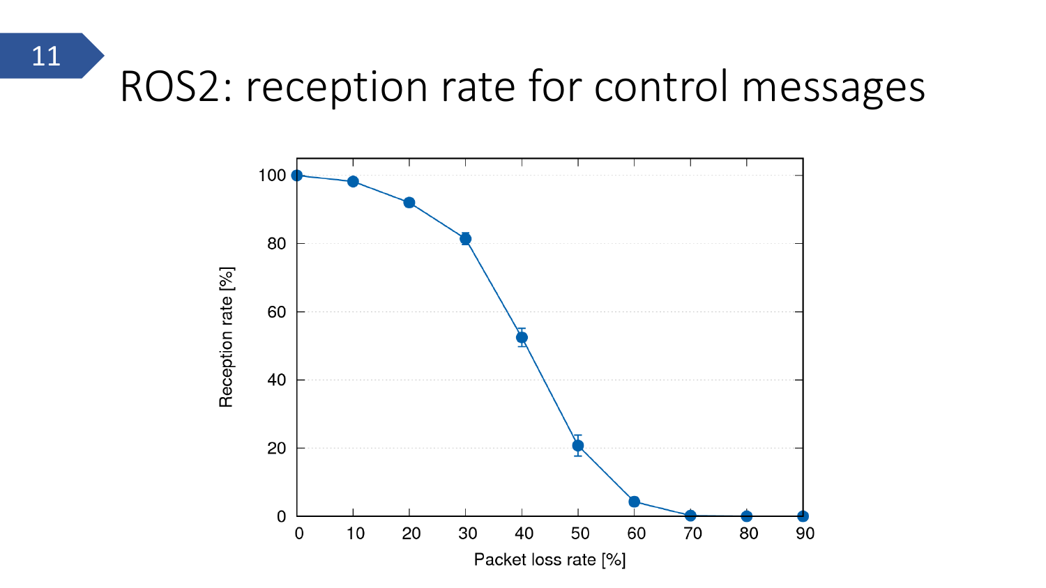# ROS2: reception rate for control messages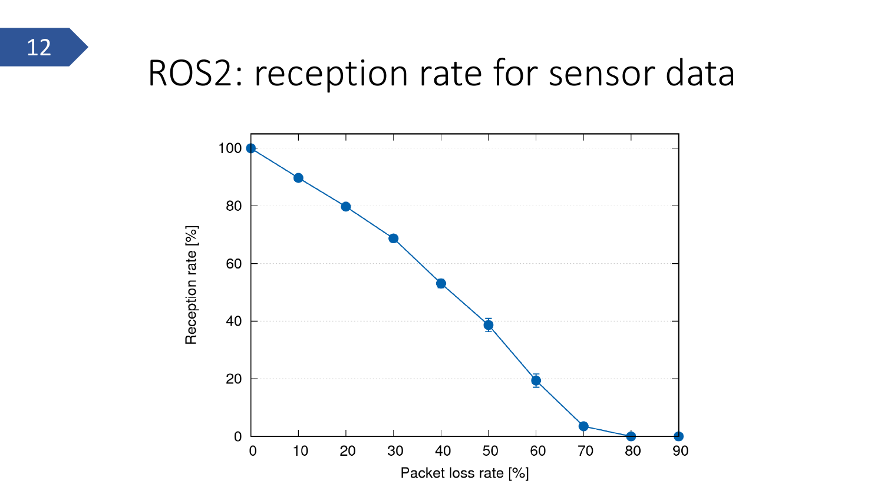# ROS2: reception rate for sensor data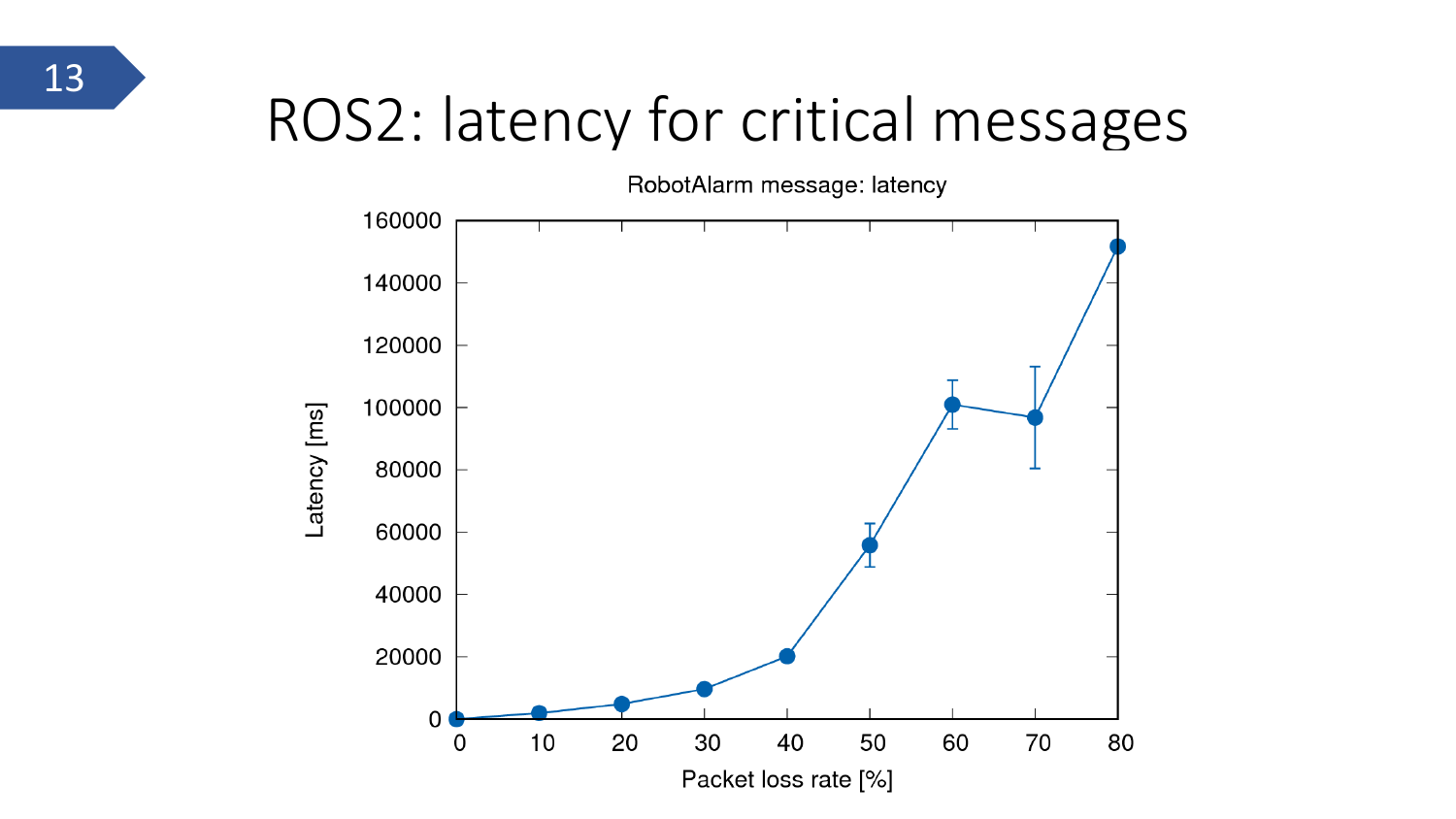# ROS2: latency for critical messages

RobotAlarm message: latency

Latency [ms]

Packet loss rate [%]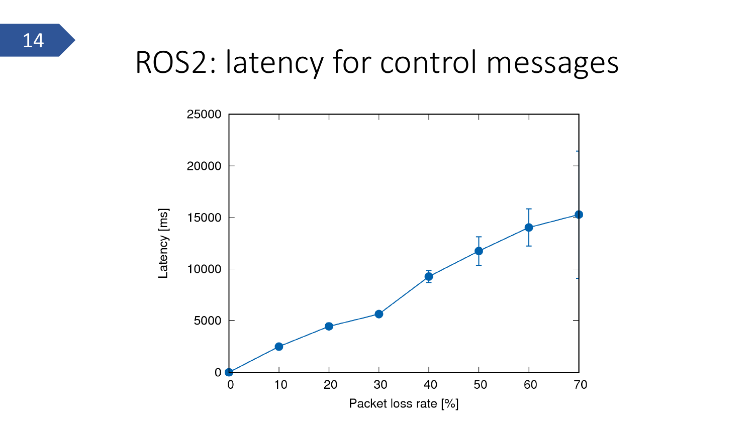# ROS2: latency for control messages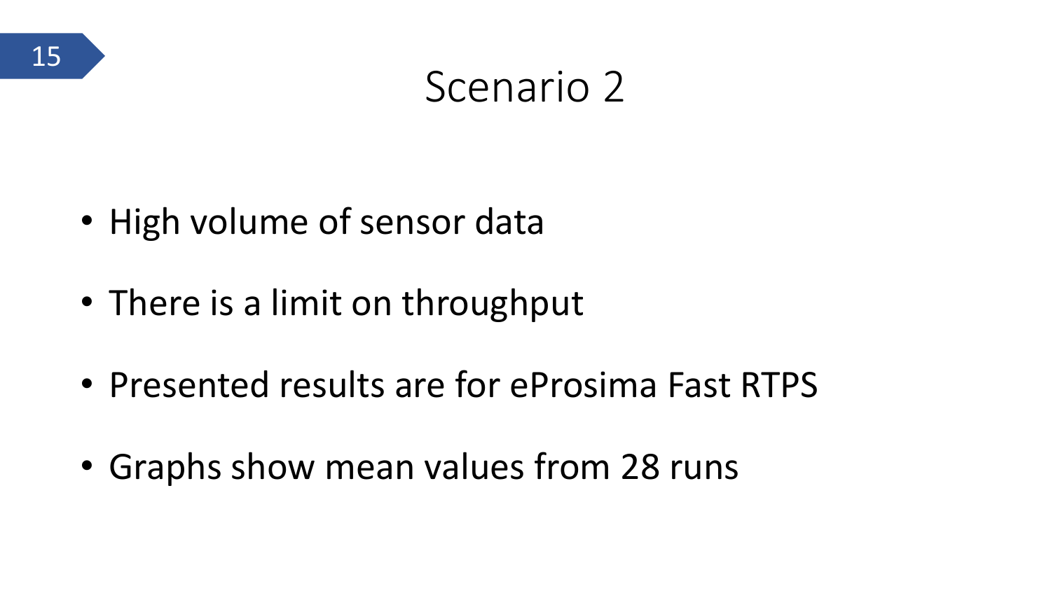# Scenario 2

- High volume of sensor data
- There is a limit on throughput
- Presented results are for eProsima Fast RTPS
- Graphs show mean values from 28 runs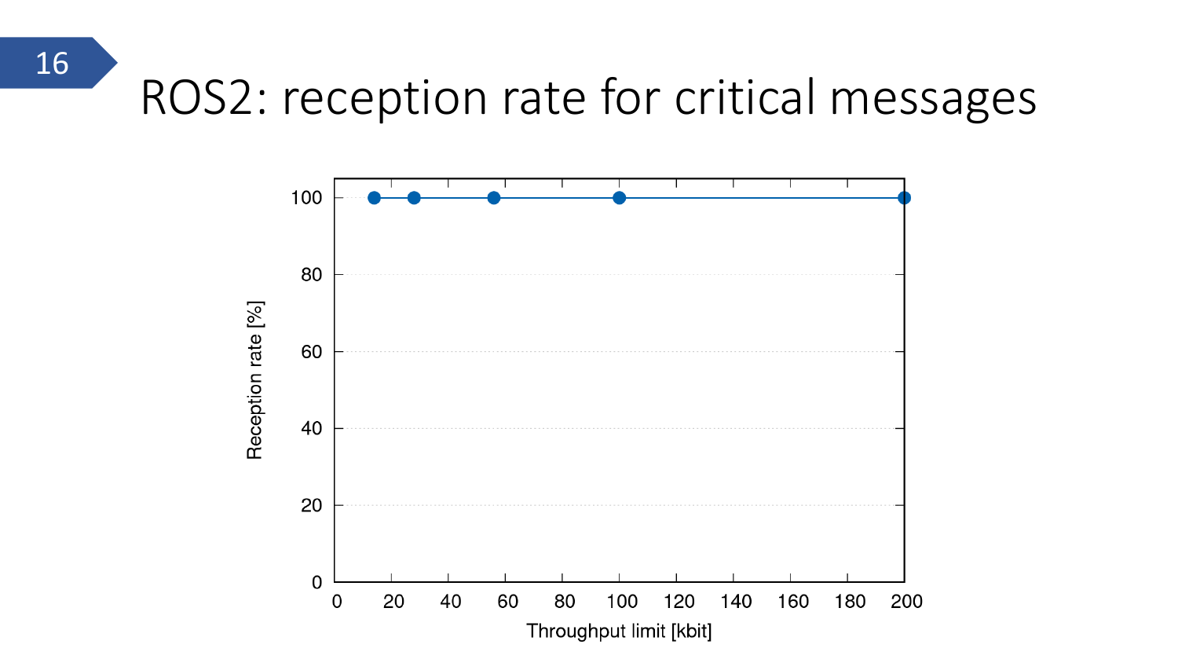# ROS2: reception rate for critical messages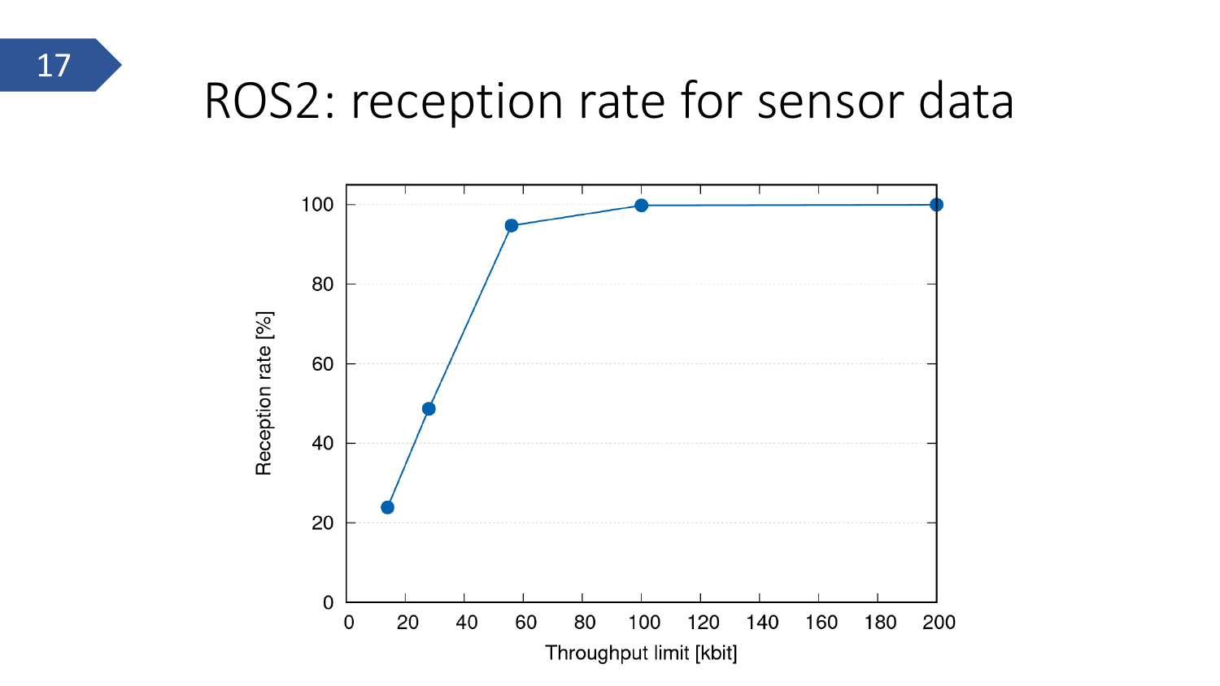# ROS2: reception rate for sensor data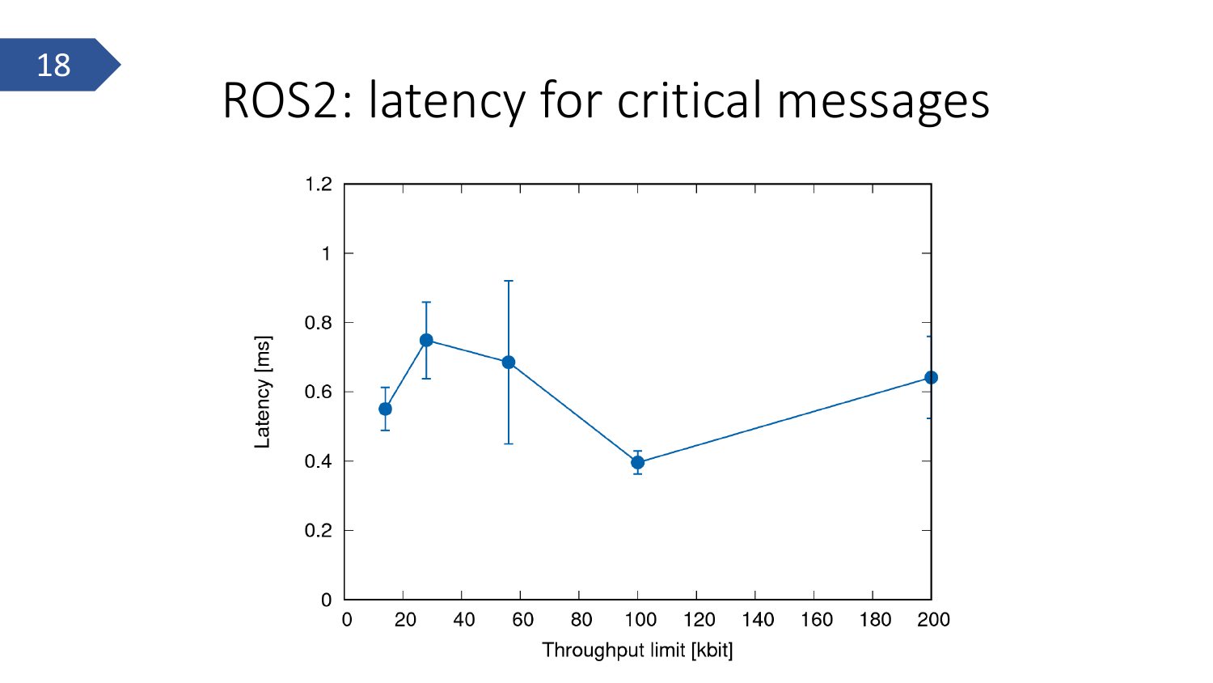# ROS2: latency for critical messages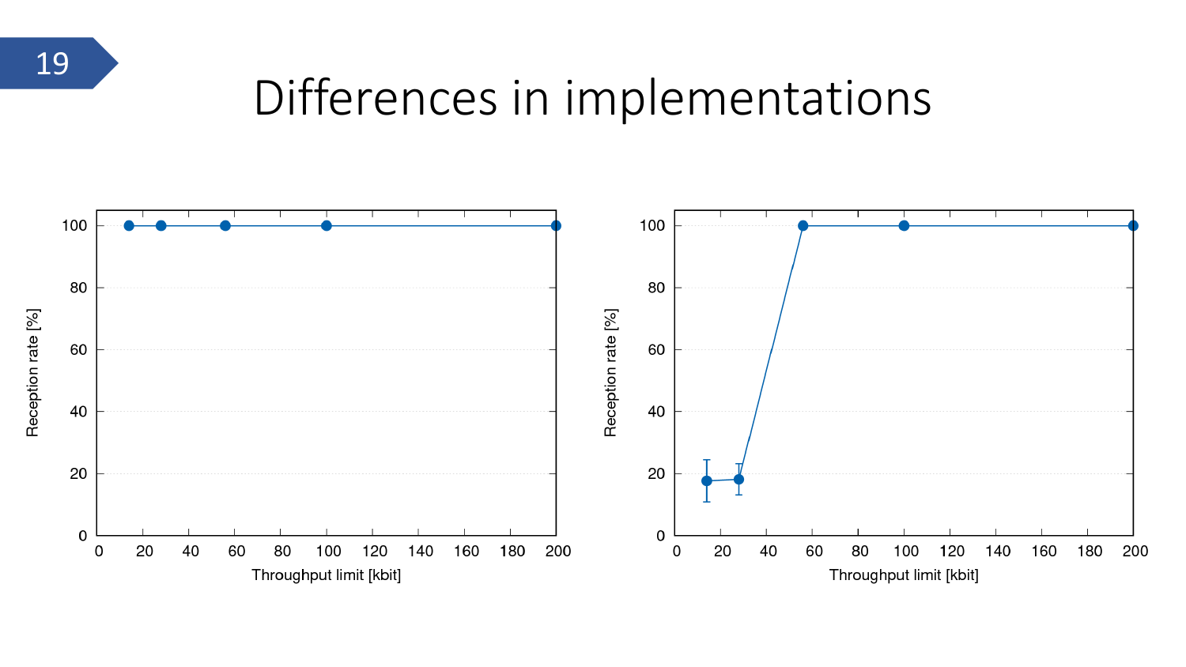# Differences in implementations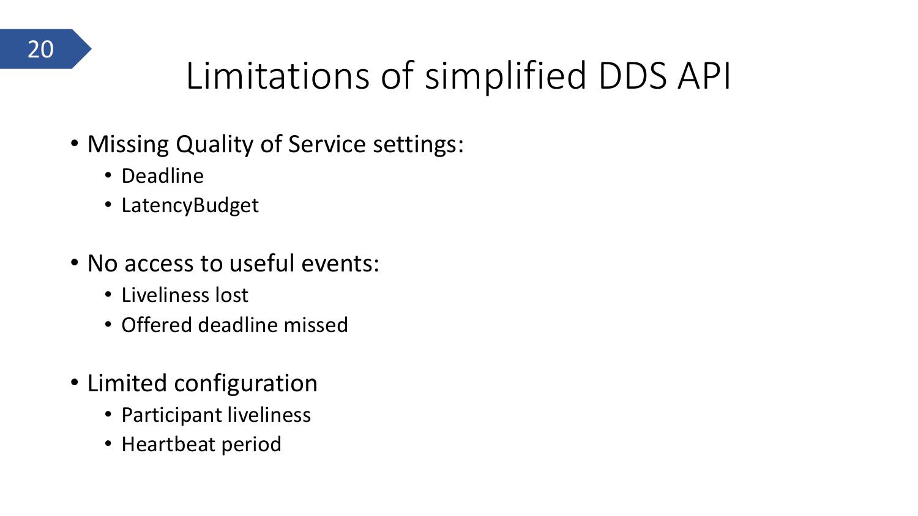# Limitations of simplified DDS API

- Missing Quality of Service settings:
  - Deadline
  - LatencyBudget
- No access to useful events:
  - Liveliness lost
  - Offered deadline missed
- Limited configuration
  - Participant liveliness
  - Heartbeat period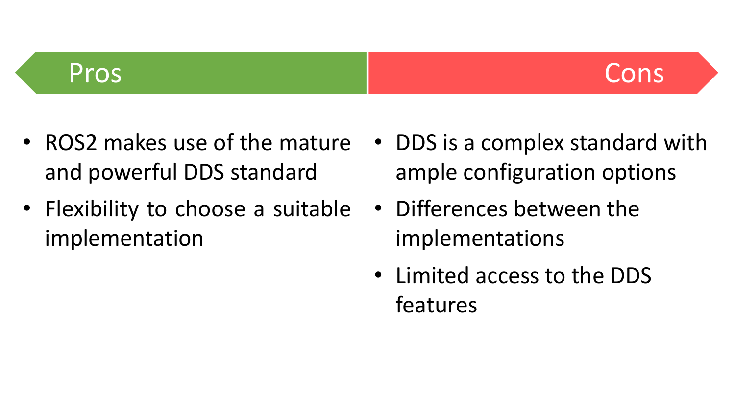## Pros

- ROS2 makes use of the mature and powerful DDS standard
- Flexibility to choose a suitable implementation

## Cons

- DDS is a complex standard with ample configuration options
- Differences between the implementations
- Limited access to the DDS features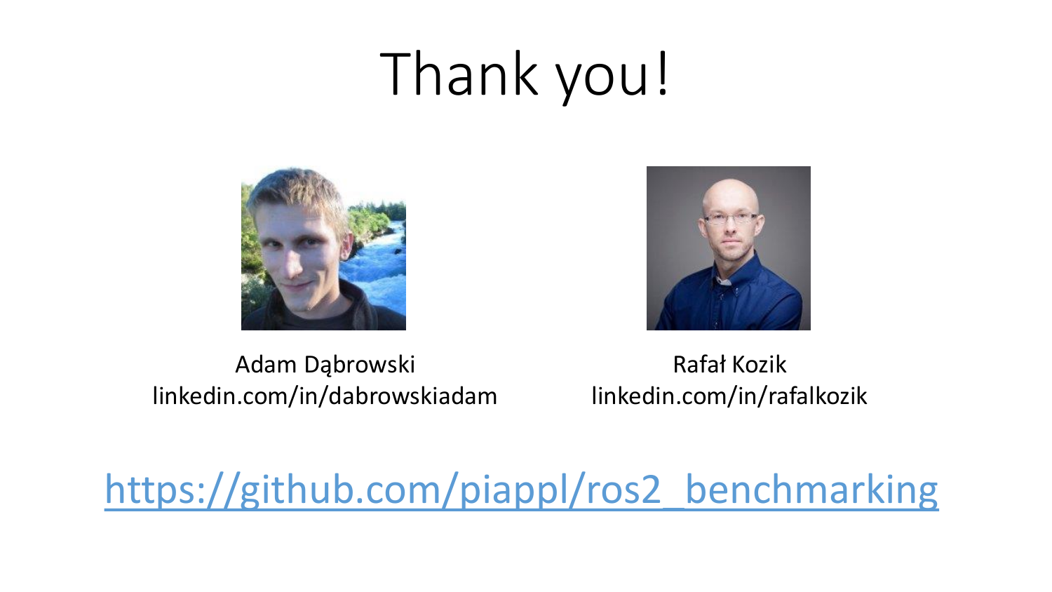# Thank you!

Adam Dąbrowski
linkedin.com/in/dabrowskiadam

Rafał Kozik
linkedin.com/in/rafalkozik

https://github.com/piappl/ros2_benchmarking